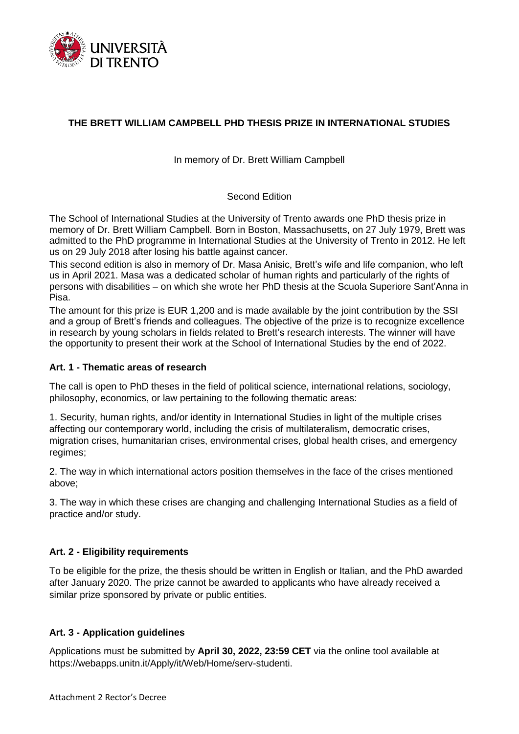# THE BRETT WILLIAM CAMPBELL PHD THESIS PRIZE IN INTERNATIONAL STUDIES

In memory of Dr. Brett William Campbell

Second Edition

The School of International Studies at the University of Trento awards one PhD thesis prize in memory of Dr. Brett William Campbell. Born in Boston, Massachusetts, on 27 July 1979, Brett was admitted to the PhD programme in International Studies at the University of Trento in 2012. He left us on 29 July 2018 after losing his battle against cancer.

This second edition is also in memory of Dr. Masa Anisic, Brett's wife and life companion, who left us in April 2021. Masa was a dedicated scholar of human rights and particularly of the rights of persons with disabilities – on which she wrote her PhD thesis at the Scuola Superiore Sant'Anna in Pisa.

The amount for this prize is EUR 1,200 and is made available by the joint contribution by the SSI and a group of Brett's friends and colleagues. The objective of the prize is to recognize excellence in research by young scholars in fields related to Brett's research interests. The winner will have the opportunity to present their work at the School of International Studies by the end of 2022.

## Art. 1 - Thematic areas of research

The call is open to PhD theses in the field of political science, international relations, sociology, philosophy, economics, or law pertaining to the following thematic areas:

1. Security, human rights, and/or identity in International Studies in light of the multiple crises affecting our contemporary world, including the crisis of multilateralism, democratic crises, migration crises, humanitarian crises, environmental crises, global health crises, and emergency regimes;

2. The way in which international actors position themselves in the face of the crises mentioned above;

3. The way in which these crises are changing and challenging International Studies as a field of practice and/or study.

## Art. 2 - Eligibility requirements

To be eligible for the prize, the thesis should be written in English or Italian, and the PhD awarded after January 2020. The prize cannot be awarded to applicants who have already received a similar prize sponsored by private or public entities.

## Art. 3 - Application guidelines

Applications must be submitted by **April 30, 2022, 23:59 CET** via the online tool available at https://webapps.unitn.it/Apply/it/Web/Home/serv-studenti.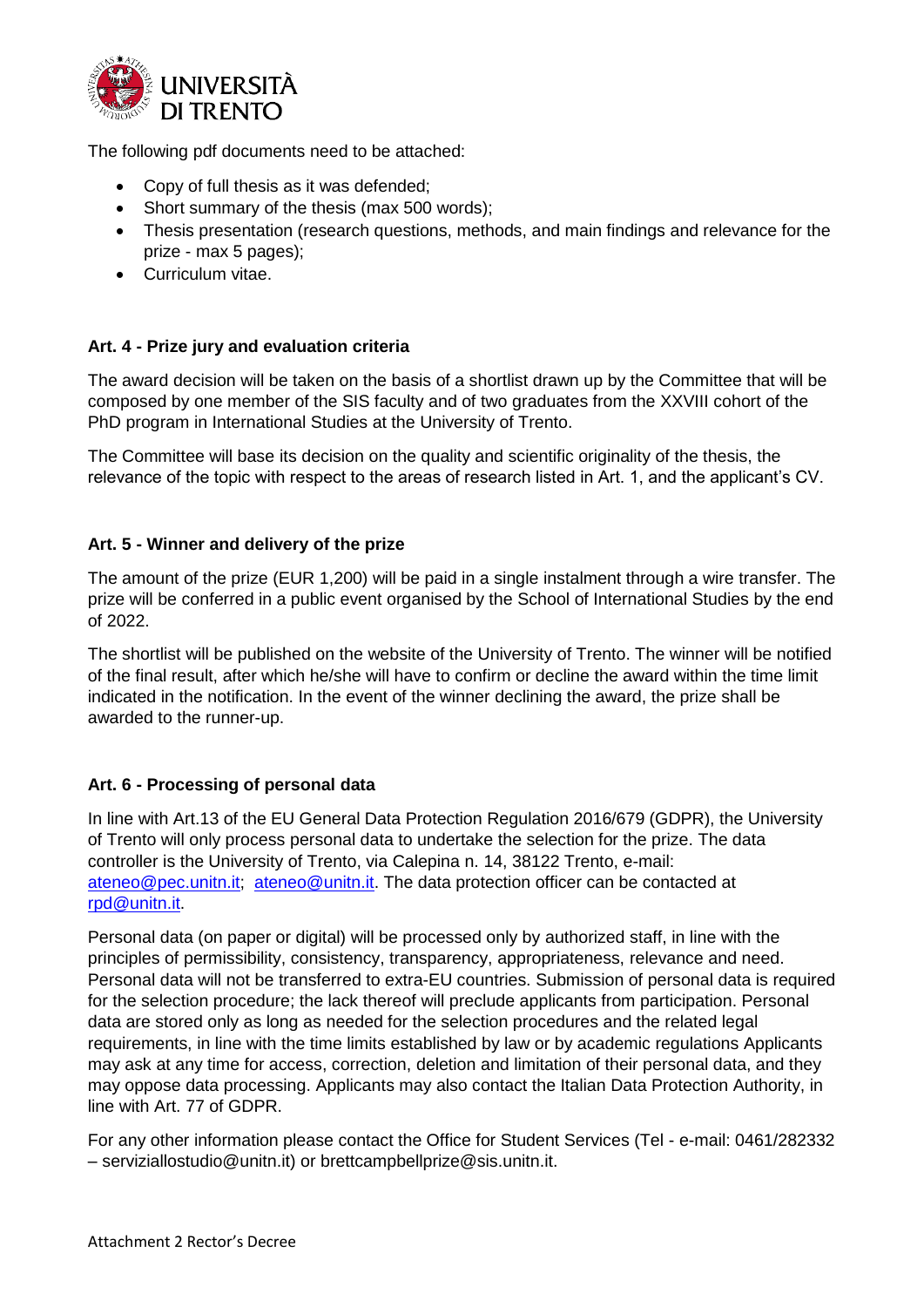The following pdf documents need to be attached:

- Copy of full thesis as it was defended;
- Short summary of the thesis (max 500 words);
- Thesis presentation (research questions, methods, and main findings and relevance for the prize - max 5 pages);
- Curriculum vitae.

**Art. 4 - Prize jury and evaluation criteria**

The award decision will be taken on the basis of a shortlist drawn up by the Committee that will be composed by one member of the SIS faculty and of two graduates from the XXVIII cohort of the PhD program in International Studies at the University of Trento.

The Committee will base its decision on the quality and scientific originality of the thesis, the relevance of the topic with respect to the areas of research listed in Art. 1, and the applicant's CV.

**Art. 5 - Winner and delivery of the prize**

The amount of the prize (EUR 1,200) will be paid in a single instalment through a wire transfer. The prize will be conferred in a public event organised by the School of International Studies by the end of 2022.

The shortlist will be published on the website of the University of Trento. The winner will be notified of the final result, after which he/she will have to confirm or decline the award within the time limit indicated in the notification. In the event of the winner declining the award, the prize shall be awarded to the runner-up.

**Art. 6 - Processing of personal data**

In line with Art.13 of the EU General Data Protection Regulation 2016/679 (GDPR), the University of Trento will only process personal data to undertake the selection for the prize. The data controller is the University of Trento, via Calepina n. 14, 38122 Trento, e-mail: ateneo@pec.unitn.it; ateneo@unitn.it. The data protection officer can be contacted at rpd@unitn.it.

Personal data (on paper or digital) will be processed only by authorized staff, in line with the principles of permissibility, consistency, transparency, appropriateness, relevance and need. Personal data will not be transferred to extra-EU countries. Submission of personal data is required for the selection procedure; the lack thereof will preclude applicants from participation. Personal data are stored only as long as needed for the selection procedures and the related legal requirements, in line with the time limits established by law or by academic regulations Applicants may ask at any time for access, correction, deletion and limitation of their personal data, and they may oppose data processing. Applicants may also contact the Italian Data Protection Authority, in line with Art. 77 of GDPR.

For any other information please contact the Office for Student Services (Tel - e-mail: 0461/282332 – serviziallostudio@unitn.it) or brettcampbellprize@sis.unitn.it.

Attachment 2 Rector's Decree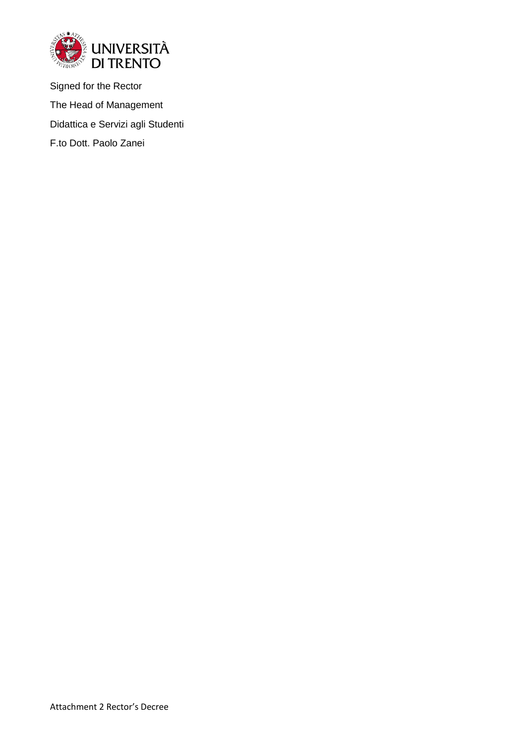Signed for the Rector

The Head of Management

Didattica e Servizi agli Studenti

F.to Dott. Paolo Zanei

Attachment 2 Rector's Decree